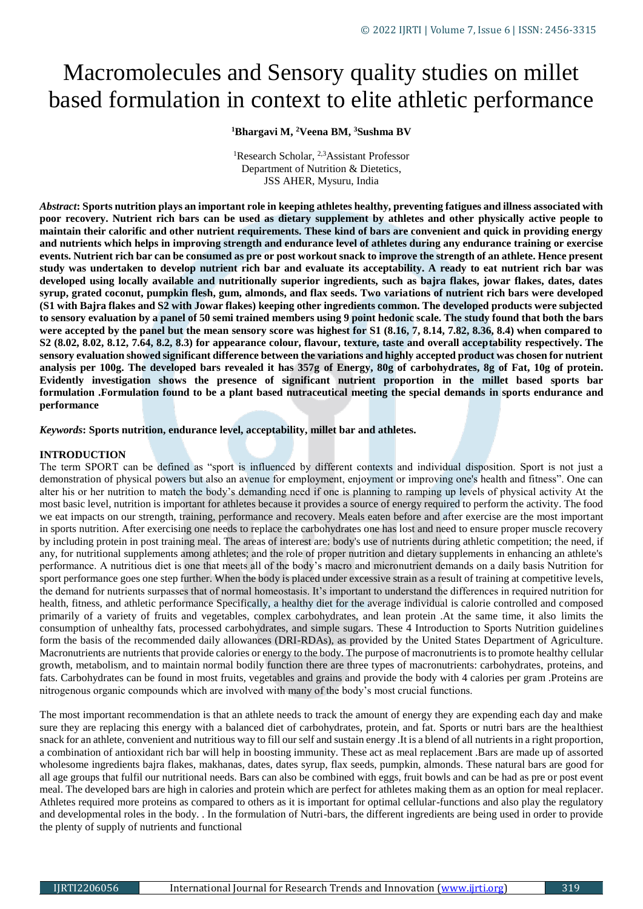# Macromolecules and Sensory quality studies on millet based formulation in context to elite athletic performance

**[1]Bhargavi M, [2]Veena BM, [3]Sushma BV**

[1]Research Scholar, [2,3]Assistant Professor
Department of Nutrition & Dietetics,
JSS AHER, Mysuru, India

***Abstract*: Sports nutrition plays an important role in keeping athletes healthy, preventing fatigues and illness associated with poor recovery. Nutrient rich bars can be used as dietary supplement by athletes and other physically active people to maintain their calorific and other nutrient requirements. These kind of bars are convenient and quick in providing energy and nutrients which helps in improving strength and endurance level of athletes during any endurance training or exercise events. Nutrient rich bar can be consumed as pre or post workout snack to improve the strength of an athlete. Hence present study was undertaken to develop nutrient rich bar and evaluate its acceptability. A ready to eat nutrient rich bar was developed using locally available and nutritionally superior ingredients, such as bajra flakes, jowar flakes, dates, dates syrup, grated coconut, pumpkin flesh, gum, almonds, and flax seeds. Two variations of nutrient rich bars were developed (S1 with Bajra flakes and S2 with Jowar flakes) keeping other ingredients common. The developed products were subjected to sensory evaluation by a panel of 50 semi trained members using 9 point hedonic scale. The study found that both the bars were accepted by the panel but the mean sensory score was highest for S1 (8.16, 7, 8.14, 7.82, 8.36, 8.4) when compared to S2 (8.02, 8.02, 8.12, 7.64, 8.2, 8.3) for appearance colour, flavour, texture, taste and overall acceptability respectively. The sensory evaluation showed significant difference between the variations and highly accepted product was chosen for nutrient analysis per 100g. The developed bars revealed it has 357g of Energy, 80g of carbohydrates, 8g of Fat, 10g of protein. Evidently investigation shows the presence of significant nutrient proportion in the millet based sports bar formulation .Formulation found to be a plant based nutraceutical meeting the special demands in sports endurance and performance**

***Keywords*: Sports nutrition, endurance level, acceptability, millet bar and athletes.**

## INTRODUCTION

The term SPORT can be defined as "sport is influenced by different contexts and individual disposition. Sport is not just a demonstration of physical powers but also an avenue for employment, enjoyment or improving one's health and fitness". One can alter his or her nutrition to match the body's demanding need if one is planning to ramping up levels of physical activity At the most basic level, nutrition is important for athletes because it provides a source of energy required to perform the activity. The food we eat impacts on our strength, training, performance and recovery. Meals eaten before and after exercise are the most important in sports nutrition. After exercising one needs to replace the carbohydrates one has lost and need to ensure proper muscle recovery by including protein in post training meal. The areas of interest are: body's use of nutrients during athletic competition; the need, if any, for nutritional supplements among athletes; and the role of proper nutrition and dietary supplements in enhancing an athlete's performance. A nutritious diet is one that meets all of the body's macro and micronutrient demands on a daily basis Nutrition for sport performance goes one step further. When the body is placed under excessive strain as a result of training at competitive levels, the demand for nutrients surpasses that of normal homeostasis. It's important to understand the differences in required nutrition for health, fitness, and athletic performance Specifically, a healthy diet for the average individual is calorie controlled and composed primarily of a variety of fruits and vegetables, complex carbohydrates, and lean protein .At the same time, it also limits the consumption of unhealthy fats, processed carbohydrates, and simple sugars. These 4 Introduction to Sports Nutrition guidelines form the basis of the recommended daily allowances (DRI-RDAs), as provided by the United States Department of Agriculture. Macronutrients are nutrients that provide calories or energy to the body. The purpose of macronutrients is to promote healthy cellular growth, metabolism, and to maintain normal bodily function there are three types of macronutrients: carbohydrates, proteins, and fats. Carbohydrates can be found in most fruits, vegetables and grains and provide the body with 4 calories per gram .Proteins are nitrogenous organic compounds which are involved with many of the body's most crucial functions.

The most important recommendation is that an athlete needs to track the amount of energy they are expending each day and make sure they are replacing this energy with a balanced diet of carbohydrates, protein, and fat. Sports or nutri bars are the healthiest snack for an athlete, convenient and nutritious way to fill our self and sustain energy .It is a blend of all nutrients in a right proportion, a combination of antioxidant rich bar will help in boosting immunity. These act as meal replacement .Bars are made up of assorted wholesome ingredients bajra flakes, makhanas, dates, dates syrup, flax seeds, pumpkin, almonds. These natural bars are good for all age groups that fulfil our nutritional needs. Bars can also be combined with eggs, fruit bowls and can be had as pre or post event meal. The developed bars are high in calories and protein which are perfect for athletes making them as an option for meal replacer. Athletes required more proteins as compared to others as it is important for optimal cellular-functions and also play the regulatory and developmental roles in the body. . In the formulation of Nutri-bars, the different ingredients are being used in order to provide the plenty of supply of nutrients and functional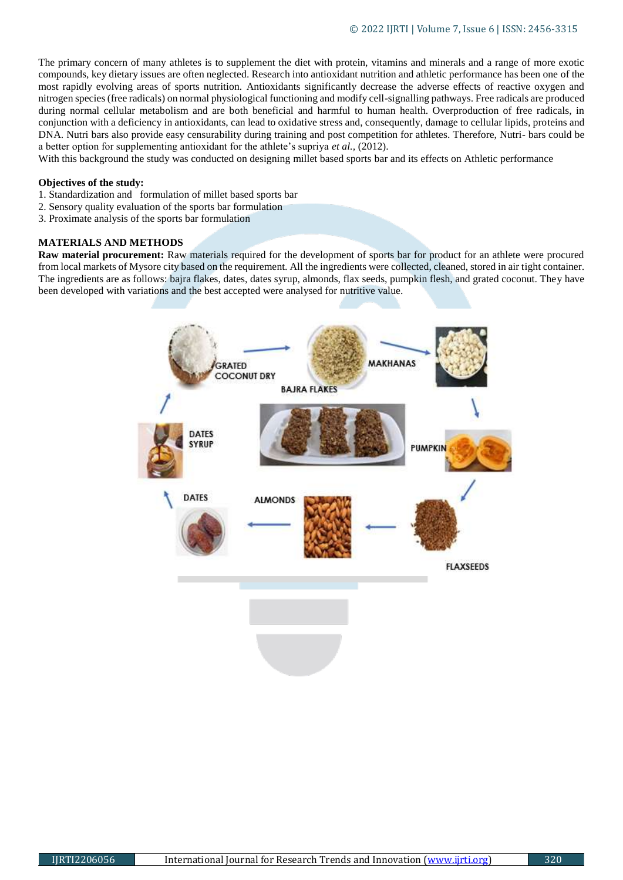The primary concern of many athletes is to supplement the diet with protein, vitamins and minerals and a range of more exotic compounds, key dietary issues are often neglected. Research into antioxidant nutrition and athletic performance has been one of the most rapidly evolving areas of sports nutrition. Antioxidants significantly decrease the adverse effects of reactive oxygen and nitrogen species (free radicals) on normal physiological functioning and modify cell-signalling pathways. Free radicals are produced during normal cellular metabolism and are both beneficial and harmful to human health. Overproduction of free radicals, in conjunction with a deficiency in antioxidants, can lead to oxidative stress and, consequently, damage to cellular lipids, proteins and DNA. Nutri bars also provide easy censurability during training and post competition for athletes. Therefore, Nutri- bars could be a better option for supplementing antioxidant for the athlete's supriya *et al.,* (2012).

With this background the study was conducted on designing millet based sports bar and its effects on Athletic performance

**Objectives of the study:**

1. Standardization and formulation of millet based sports bar
2. Sensory quality evaluation of the sports bar formulation
3. Proximate analysis of the sports bar formulation

## MATERIALS AND METHODS

**Raw material procurement:** Raw materials required for the development of sports bar for product for an athlete were procured from local markets of Mysore city based on the requirement. All the ingredients were collected, cleaned, stored in air tight container. The ingredients are as follows: bajra flakes, dates, dates syrup, almonds, flax seeds, pumpkin flesh, and grated coconut. They have been developed with variations and the best accepted were analysed for nutritive value.

GRATED COCONUT DRY → BAJRA FLAKES → MAKHANAS → PUMPKIN → FLAXSEEDS → ALMONDS → DATES → DATES SYRUP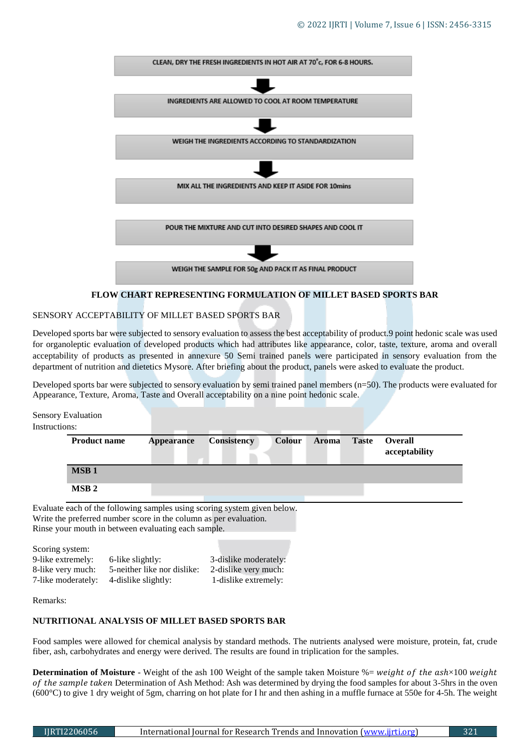CLEAN, DRY THE FRESH INGREDIENTS IN HOT AIR AT 70˚c, FOR 6-8 HOURS.

↓

INGREDIENTS ARE ALLOWED TO COOL AT ROOM TEMPERATURE

↓

WEIGH THE INGREDIENTS ACCORDING TO STANDARDIZATION

↓

MIX ALL THE INGREDIENTS AND KEEP IT ASIDE FOR 10mins

POUR THE MIXTURE AND CUT INTO DESIRED SHAPES AND COOL IT

↓

WEIGH THE SAMPLE FOR 50g AND PACK IT AS FINAL PRODUCT

**FLOW CHART REPRESENTING FORMULATION OF MILLET BASED SPORTS BAR**

SENSORY ACCEPTABILITY OF MILLET BASED SPORTS BAR

Developed sports bar were subjected to sensory evaluation to assess the best acceptability of product.9 point hedonic scale was used for organoleptic evaluation of developed products which had attributes like appearance, color, taste, texture, aroma and overall acceptability of products as presented in annexure 50 Semi trained panels were participated in sensory evaluation from the department of nutrition and dietetics Mysore. After briefing about the product, panels were asked to evaluate the product.

Developed sports bar were subjected to sensory evaluation by semi trained panel members (n=50). The products were evaluated for Appearance, Texture, Aroma, Taste and Overall acceptability on a nine point hedonic scale.

Sensory Evaluation

Instructions:

| Product name | Appearance | Consistency | Colour | Aroma | Taste | Overall acceptability |
|---|---|---|---|---|---|---|
| MSB 1 | | | | | | |
| MSB 2 | | | | | | |

Evaluate each of the following samples using scoring system given below.
Write the preferred number score in the column as per evaluation.
Rinse your mouth in between evaluating each sample.

Scoring system:

| | | |
|---|---|---|
| 9-like extremely: | 6-like slightly: | 3-dislike moderately: |
| 8-like very much: | 5-neither like nor dislike: | 2-dislike very much: |
| 7-like moderately: | 4-dislike slightly: | 1-dislike extremely: |

Remarks:

**NUTRITIONAL ANALYSIS OF MILLET BASED SPORTS BAR**

Food samples were allowed for chemical analysis by standard methods. The nutrients analysed were moisture, protein, fat, crude fiber, ash, carbohydrates and energy were derived. The results are found in triplication for the samples.

**Determination of Moisture** - Weight of the ash 100 Weight of the sample taken Moisture %= $weight\ of\ the\ ash$×100 $weight\ of\ the\ sample\ taken$ Determination of Ash Method: Ash was determined by drying the food samples for about 3-5hrs in the oven (600°C) to give 1 dry weight of 5gm, charring on hot plate for I hr and then ashing in a muffle furnace at 550e for 4-5h. The weight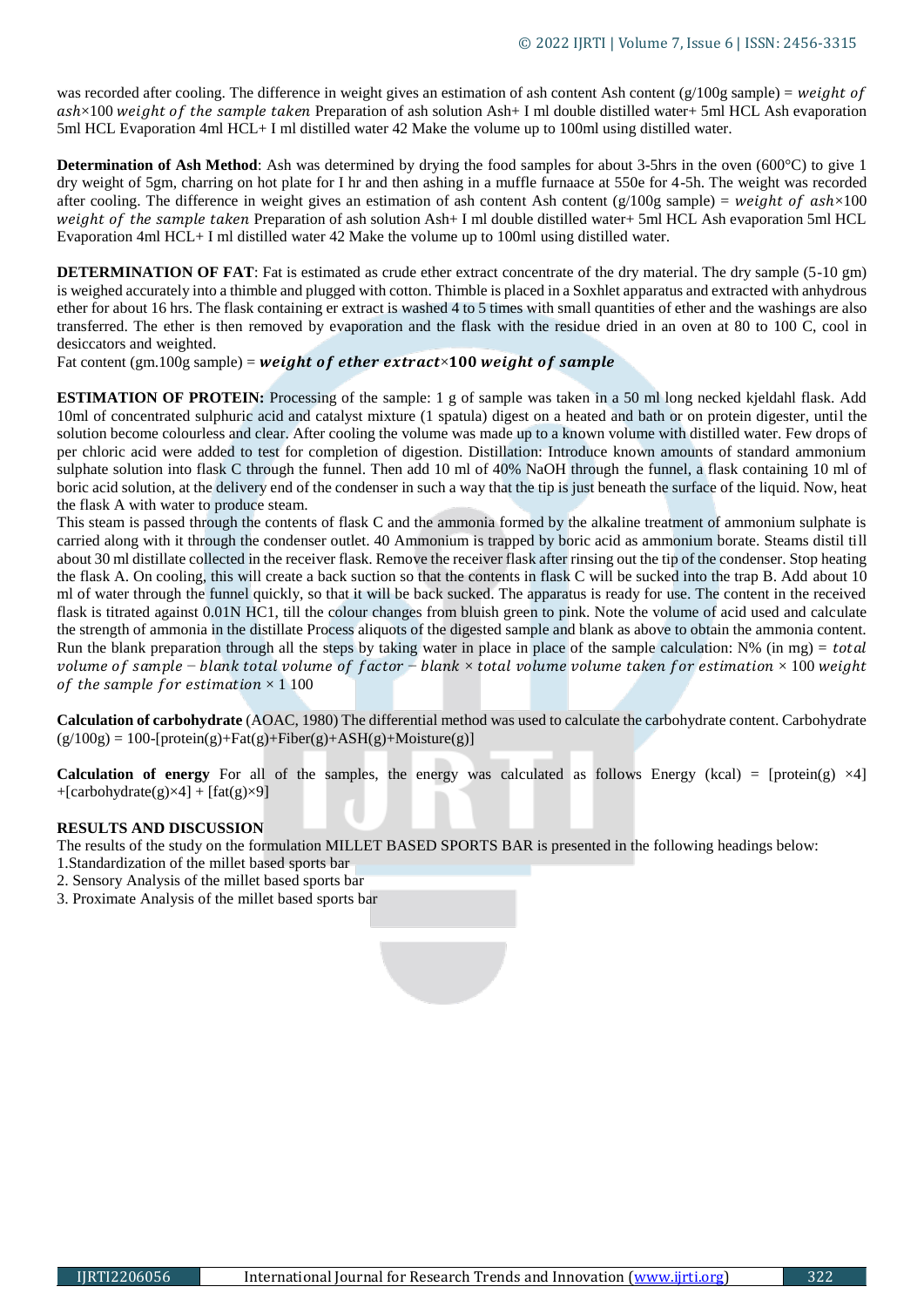was recorded after cooling. The difference in weight gives an estimation of ash content Ash content (g/100g sample) = $weight\ of\ ash$×100 $weight\ of\ the\ sample\ taken$ Preparation of ash solution Ash+ I ml double distilled water+ 5ml HCL Ash evaporation 5ml HCL Evaporation 4ml HCL+ I ml distilled water 42 Make the volume up to 100ml using distilled water.

**Determination of Ash Method**: Ash was determined by drying the food samples for about 3-5hrs in the oven (600°C) to give 1 dry weight of 5gm, charring on hot plate for I hr and then ashing in a muffle furnaace at 550e for 4-5h. The weight was recorded after cooling. The difference in weight gives an estimation of ash content Ash content (g/100g sample) = $weight\ of\ ash$×100 $weight\ of\ the\ sample\ taken$ Preparation of ash solution Ash+ I ml double distilled water+ 5ml HCL Ash evaporation 5ml HCL Evaporation 4ml HCL+ I ml distilled water 42 Make the volume up to 100ml using distilled water.

**DETERMINATION OF FAT**: Fat is estimated as crude ether extract concentrate of the dry material. The dry sample (5-10 gm) is weighed accurately into a thimble and plugged with cotton. Thimble is placed in a Soxhlet apparatus and extracted with anhydrous ether for about 16 hrs. The flask containing er extract is washed 4 to 5 times with small quantities of ether and the washings are also transferred. The ether is then removed by evaporation and the flask with the residue dried in an oven at 80 to 100 C, cool in desiccators and weighted.

Fat content (gm.100g sample) = $\boldsymbol{weight\ of\ ether\ extract}$×**100** $\boldsymbol{weight\ of\ sample}$

**ESTIMATION OF PROTEIN:** Processing of the sample: 1 g of sample was taken in a 50 ml long necked kjeldahl flask. Add 10ml of concentrated sulphuric acid and catalyst mixture (1 spatula) digest on a heated and bath or on protein digester, until the solution become colourless and clear. After cooling the volume was made up to a known volume with distilled water. Few drops of per chloric acid were added to test for completion of digestion. Distillation: Introduce known amounts of standard ammonium sulphate solution into flask C through the funnel. Then add 10 ml of 40% NaOH through the funnel, a flask containing 10 ml of boric acid solution, at the delivery end of the condenser in such a way that the tip is just beneath the surface of the liquid. Now, heat the flask A with water to produce steam.

This steam is passed through the contents of flask C and the ammonia formed by the alkaline treatment of ammonium sulphate is carried along with it through the condenser outlet. 40 Ammonium is trapped by boric acid as ammonium borate. Steams distil till about 30 ml distillate collected in the receiver flask. Remove the receiver flask after rinsing out the tip of the condenser. Stop heating the flask A. On cooling, this will create a back suction so that the contents in flask C will be sucked into the trap B. Add about 10 ml of water through the funnel quickly, so that it will be back sucked. The apparatus is ready for use. The content in the received flask is titrated against 0.01N HC1, till the colour changes from bluish green to pink. Note the volume of acid used and calculate the strength of ammonia in the distillate Process aliquots of the digested sample and blank as above to obtain the ammonia content. Run the blank preparation through all the steps by taking water in place in place of the sample calculation: N% (in mg) = $total\ volume\ of\ sample - blank\ total\ volume\ of\ factor - blank$ × $total\ volume\ volume\ taken\ for\ estimation$ × 100 $weight\ of\ the\ sample\ for\ estimation$ × 1 100

**Calculation of carbohydrate** (AOAC, 1980) The differential method was used to calculate the carbohydrate content. Carbohydrate (g/100g) = 100-[protein(g)+Fat(g)+Fiber(g)+ASH(g)+Moisture(g)]

**Calculation of energy** For all of the samples, the energy was calculated as follows Energy (kcal) = [protein(g) ×4] +[carbohydrate(g)×4] + [fat(g)×9]

**RESULTS AND DISCUSSION**

The results of the study on the formulation MILLET BASED SPORTS BAR is presented in the following headings below:

1. Standardization of the millet based sports bar
2. Sensory Analysis of the millet based sports bar
3. Proximate Analysis of the millet based sports bar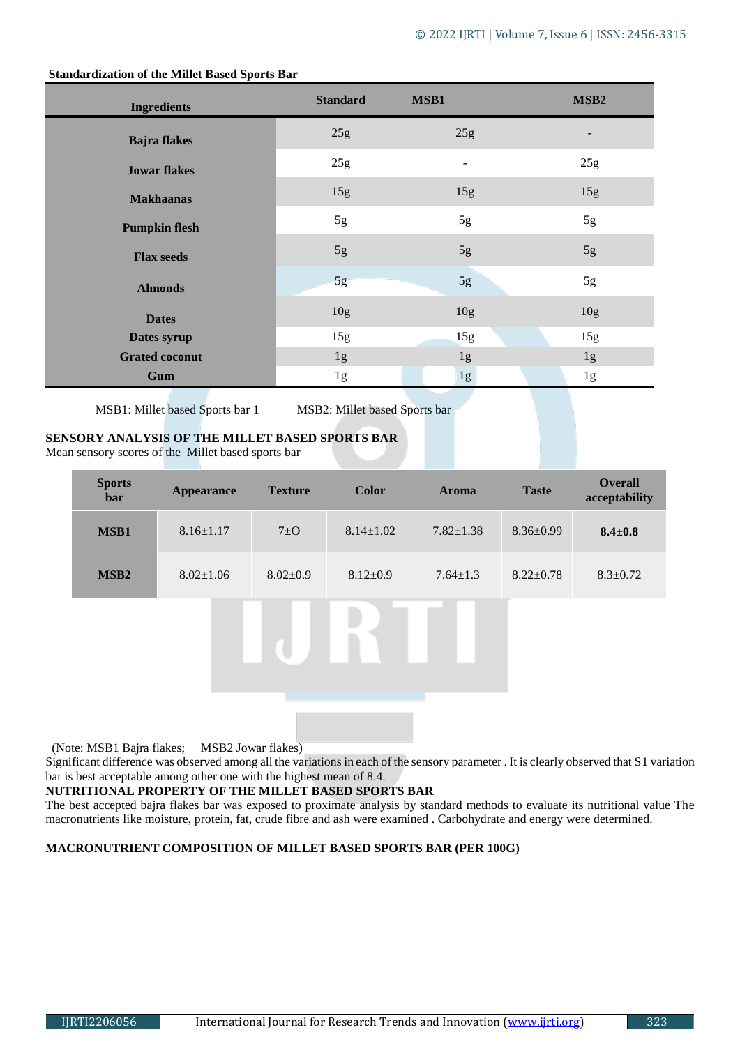**Standardization of the Millet Based Sports Bar**

| Ingredients | Standard | MSB1 | MSB2 |
|---|---|---|---|
| **Bajra flakes** | 25g | 25g | - |
| **Jowar flakes** | 25g | - | 25g |
| **Makhaanas** | 15g | 15g | 15g |
| **Pumpkin flesh** | 5g | 5g | 5g |
| **Flax seeds** | 5g | 5g | 5g |
| **Almonds** | 5g | 5g | 5g |
| **Dates** | 10g | 10g | 10g |
| **Dates syrup** | 15g | 15g | 15g |
| **Grated coconut** | 1g | 1g | 1g |
| **Gum** | 1g | 1g | 1g |

MSB1: Millet based Sports bar 1 MSB2: Millet based Sports bar

**SENSORY ANALYSIS OF THE MILLET BASED SPORTS BAR**

Mean sensory scores of the Millet based sports bar

| Sports bar | Appearance | Texture | Color | Aroma | Taste | Overall acceptability |
|---|---|---|---|---|---|---|
| **MSB1** | 8.16±1.17 | 7±O | 8.14±1.02 | 7.82±1.38 | 8.36±0.99 | **8.4±0.8** |
| **MSB2** | 8.02±1.06 | 8.02±0.9 | 8.12±0.9 | 7.64±1.3 | 8.22±0.78 | 8.3±0.72 |

(Note: MSB1 Bajra flakes; MSB2 Jowar flakes)

Significant difference was observed among all the variations in each of the sensory parameter . It is clearly observed that S1 variation bar is best acceptable among other one with the highest mean of 8.4.

**NUTRITIONAL PROPERTY OF THE MILLET BASED SPORTS BAR**

The best accepted bajra flakes bar was exposed to proximate analysis by standard methods to evaluate its nutritional value The macronutrients like moisture, protein, fat, crude fibre and ash were examined . Carbohydrate and energy were determined.

**MACRONUTRIENT COMPOSITION OF MILLET BASED SPORTS BAR (PER 100G)**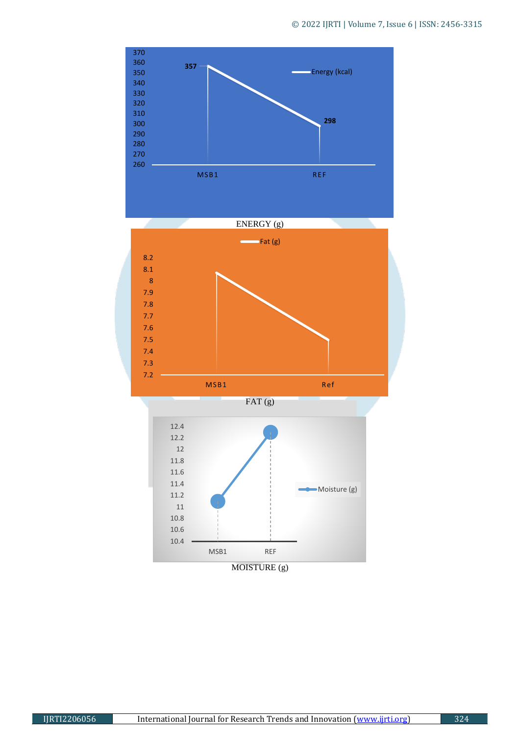ENERGY (g)

FAT (g)

MOISTURE (g)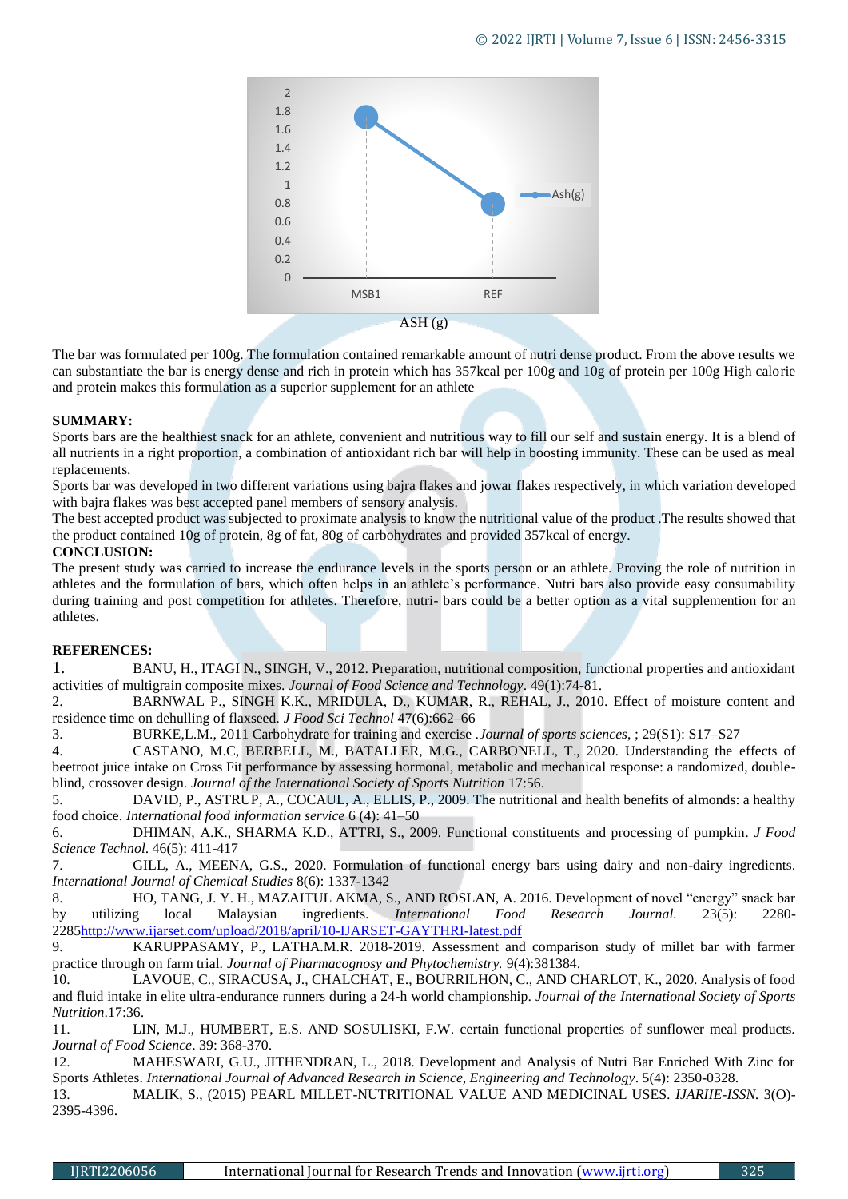ASH (g)

The bar was formulated per 100g. The formulation contained remarkable amount of nutri dense product. From the above results we can substantiate the bar is energy dense and rich in protein which has 357kcal per 100g and 10g of protein per 100g High calorie and protein makes this formulation as a superior supplement for an athlete

**SUMMARY:**

Sports bars are the healthiest snack for an athlete, convenient and nutritious way to fill our self and sustain energy. It is a blend of all nutrients in a right proportion, a combination of antioxidant rich bar will help in boosting immunity. These can be used as meal replacements.

Sports bar was developed in two different variations using bajra flakes and jowar flakes respectively, in which variation developed with bajra flakes was best accepted panel members of sensory analysis.

The best accepted product was subjected to proximate analysis to know the nutritional value of the product .The results showed that the product contained 10g of protein, 8g of fat, 80g of carbohydrates and provided 357kcal of energy.

**CONCLUSION:**

The present study was carried to increase the endurance levels in the sports person or an athlete. Proving the role of nutrition in athletes and the formulation of bars, which often helps in an athlete's performance. Nutri bars also provide easy consumability during training and post competition for athletes. Therefore, nutri- bars could be a better option as a vital supplementation for an athletes.

**REFERENCES:**

1. BANU, H., ITAGI N., SINGH, V., 2012. Preparation, nutritional composition, functional properties and antioxidant activities of multigrain composite mixes. *Journal of Food Science and Technology*. 49(1):74-81.
2. BARNWAL P., SINGH K.K., MRIDULA, D., KUMAR, R., REHAL, J., 2010. Effect of moisture content and residence time on dehulling of flaxseed. *J Food Sci Technol* 47(6):662–66
3. BURKE,L.M., 2011 Carbohydrate for training and exercise .*Journal of sports sciences*, ; 29(S1): S17–S27
4. CASTANO, M.C, BERBELL, M., BATALLER, M.G., CARBONELL, T., 2020. Understanding the effects of beetroot juice intake on Cross Fit performance by assessing hormonal, metabolic and mechanical response: a randomized, double-blind, crossover design. *Journal of the International Society of Sports Nutrition* 17:56.
5. DAVID, P., ASTRUP, A., COCAUL, A., ELLIS, P., 2009. The nutritional and health benefits of almonds: a healthy food choice. *International food information service* 6 (4): 41–50
6. DHIMAN, A.K., SHARMA K.D., ATTRI, S., 2009. Functional constituents and processing of pumpkin. *J Food Science Technol*. 46(5): 411-417
7. GILL, A., MEENA, G.S., 2020. Formulation of functional energy bars using dairy and non-dairy ingredients. *International Journal of Chemical Studies* 8(6): 1337-1342
8. HO, TANG, J. Y. H., MAZAITUL AKMA, S., AND ROSLAN, A. 2016. Development of novel "energy" snack bar by utilizing local Malaysian ingredients. *International Food Research Journal.* 23(5): 2280-2285http://www.ijarset.com/upload/2018/april/10-IJARSET-GAYTHRI-latest.pdf
9. KARUPPASAMY, P., LATHA.M.R. 2018-2019. Assessment and comparison study of millet bar with farmer practice through on farm trial. *Journal of Pharmacognosy and Phytochemistry.* 9(4):381384.
10. LAVOUE, C., SIRACUSA, J., CHALCHAT, E., BOURRILHON, C., AND CHARLOT, K., 2020. Analysis of food and fluid intake in elite ultra-endurance runners during a 24-h world championship. *Journal of the International Society of Sports Nutrition*.17:36.
11. LIN, M.J., HUMBERT, E.S. AND SOSULISKI, F.W. certain functional properties of sunflower meal products. *Journal of Food Science*. 39: 368-370.
12. MAHESWARI, G.U., JITHENDRAN, L., 2018. Development and Analysis of Nutri Bar Enriched With Zinc for Sports Athletes. *International Journal of Advanced Research in Science, Engineering and Technology*. 5(4): 2350-0328.
13. MALIK, S., (2015) PEARL MILLET-NUTRITIONAL VALUE AND MEDICINAL USES. *IJARIIE-ISSN.* 3(O)-2395-4396.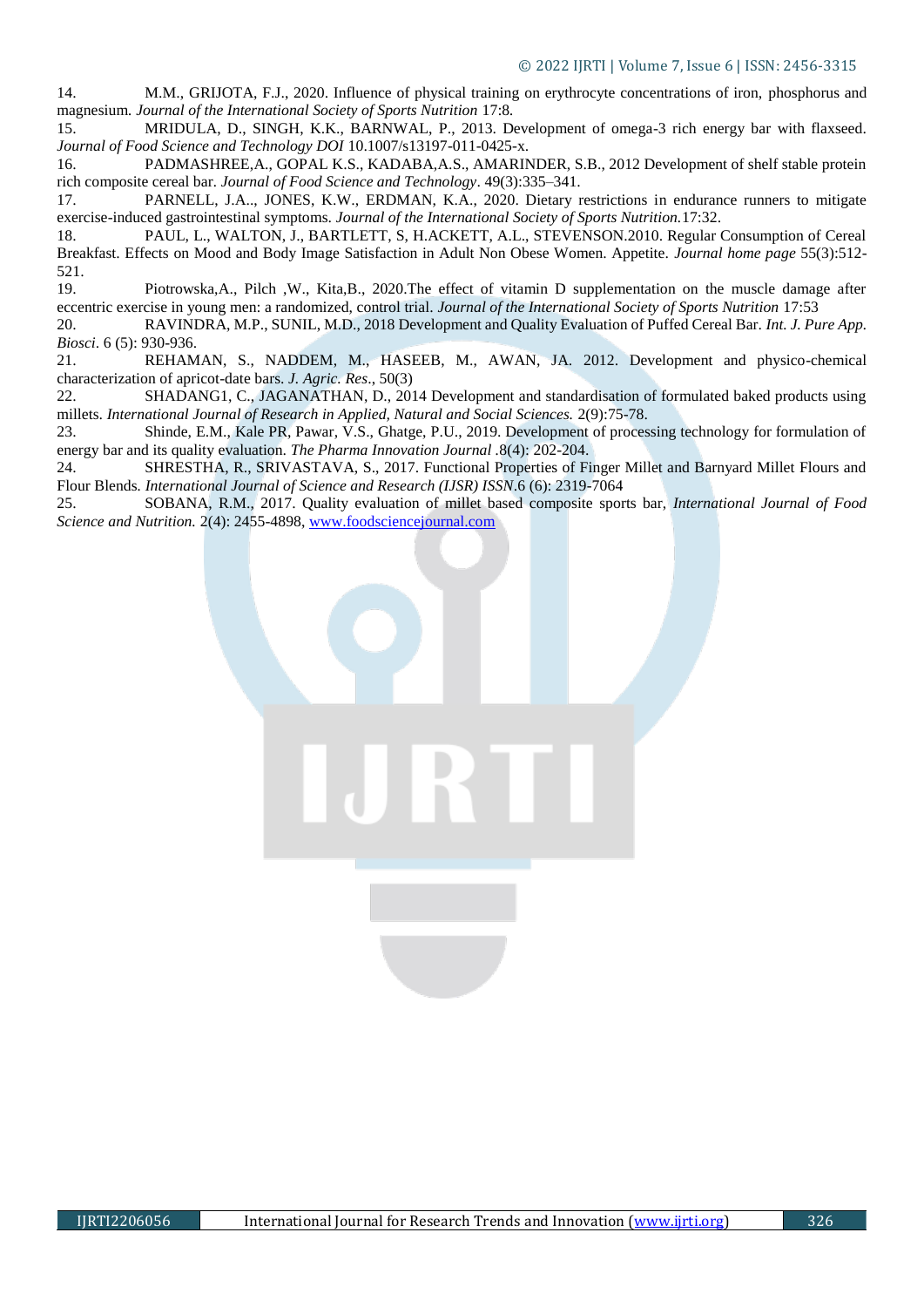14. M.M., GRIJOTA, F.J., 2020. Influence of physical training on erythrocyte concentrations of iron, phosphorus and magnesium. *Journal of the International Society of Sports Nutrition* 17:8.
15. MRIDULA, D., SINGH, K.K., BARNWAL, P., 2013. Development of omega-3 rich energy bar with flaxseed. *Journal of Food Science and Technology DOI* 10.1007/s13197-011-0425-x.
16. PADMASHREE,A., GOPAL K.S., KADABA,A.S., AMARINDER, S.B., 2012 Development of shelf stable protein rich composite cereal bar. *Journal of Food Science and Technology*. 49(3):335–341.
17. PARNELL, J.A.., JONES, K.W., ERDMAN, K.A., 2020. Dietary restrictions in endurance runners to mitigate exercise-induced gastrointestinal symptoms. *Journal of the International Society of Sports Nutrition.*17:32.
18. PAUL, L., WALTON, J., BARTLETT, S, H.ACKETT, A.L., STEVENSON.2010. Regular Consumption of Cereal Breakfast. Effects on Mood and Body Image Satisfaction in Adult Non Obese Women. Appetite. *Journal home page* 55(3):512-521.
19. Piotrowska,A., Pilch ,W., Kita,B., 2020.The effect of vitamin D supplementation on the muscle damage after eccentric exercise in young men: a randomized, control trial. *Journal of the International Society of Sports Nutrition* 17:53
20. RAVINDRA, M.P., SUNIL, M.D., 2018 Development and Quality Evaluation of Puffed Cereal Bar. *Int. J. Pure App. Biosci*. 6 (5): 930-936.
21. REHAMAN, S., NADDEM, M., HASEEB, M., AWAN, JA. 2012. Development and physico-chemical characterization of apricot-date bars. *J. Agric. Res*., 50(3)
22. SHADANG1, C., JAGANATHAN, D., 2014 Development and standardisation of formulated baked products using millets. *International Journal of Research in Applied, Natural and Social Sciences.* 2(9):75-78.
23. Shinde, E.M., Kale PR, Pawar, V.S., Ghatge, P.U., 2019. Development of processing technology for formulation of energy bar and its quality evaluation. *The Pharma Innovation Journal* .8(4): 202-204.
24. SHRESTHA, R., SRIVASTAVA, S., 2017. Functional Properties of Finger Millet and Barnyard Millet Flours and Flour Blends. *International Journal of Science and Research (IJSR) ISSN*.6 (6): 2319-7064
25. SOBANA, R.M., 2017. Quality evaluation of millet based composite sports bar, *International Journal of Food Science and Nutrition.* 2(4): 2455-4898, www.foodsciencejournal.com